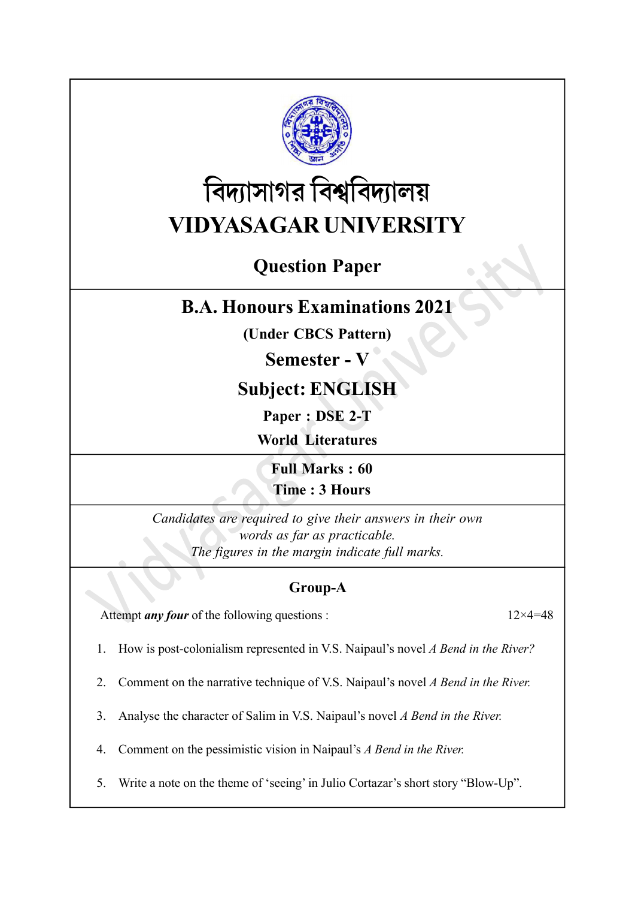# বিদ্যাসাগর বিশ্ববিদ্যালয়

# VIDYASAGAR UNIVERSITY

## Question Paper

## B.A. Honours Examinations 2021

**(Under CBCS Pattern)**

**Semester - V**

**Subject: ENGLISH**

**Paper : DSE 2-T**

**World Literatures**

**Full Marks : 60**

**Time : 3 Hours**

*Candidates are required to give their answers in their own words as far as practicable.*
*The figures in the margin indicate full marks.*

### Group-A

Attempt ***any four*** of the following questions : 12×4=48

1. How is post-colonialism represented in V.S. Naipaul's novel *A Bend in the River?*

2. Comment on the narrative technique of V.S. Naipaul's novel *A Bend in the River.*

3. Analyse the character of Salim in V.S. Naipaul's novel *A Bend in the River.*

4. Comment on the pessimistic vision in Naipaul's *A Bend in the River.*

5. Write a note on the theme of 'seeing' in Julio Cortazar's short story "Blow-Up".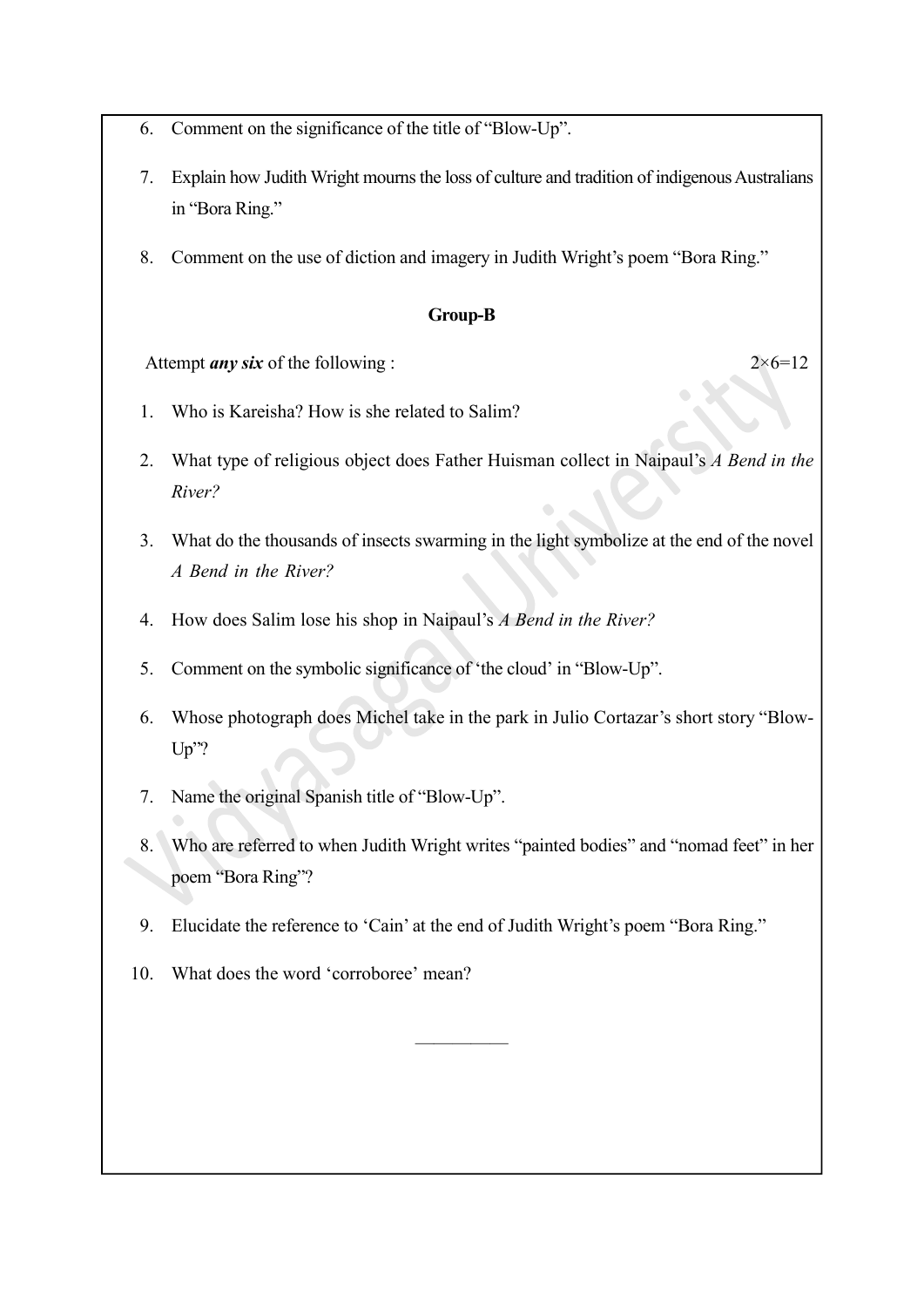6. Comment on the significance of the title of "Blow-Up".

7. Explain how Judith Wright mourns the loss of culture and tradition of indigenous Australians in "Bora Ring."

8. Comment on the use of diction and imagery in Judith Wright's poem "Bora Ring."

**Group-B**

Attempt ***any six*** of the following : 2×6=12

1. Who is Kareisha? How is she related to Salim?

2. What type of religious object does Father Huisman collect in Naipaul's *A Bend in the River?*

3. What do the thousands of insects swarming in the light symbolize at the end of the novel *A Bend in the River?*

4. How does Salim lose his shop in Naipaul's *A Bend in the River?*

5. Comment on the symbolic significance of 'the cloud' in "Blow-Up".

6. Whose photograph does Michel take in the park in Julio Cortazar's short story "Blow-Up"?

7. Name the original Spanish title of "Blow-Up".

8. Who are referred to when Judith Wright writes "painted bodies" and "nomad feet" in her poem "Bora Ring"?

9. Elucidate the reference to 'Cain' at the end of Judith Wright's poem "Bora Ring."

10. What does the word 'corroboree' mean?